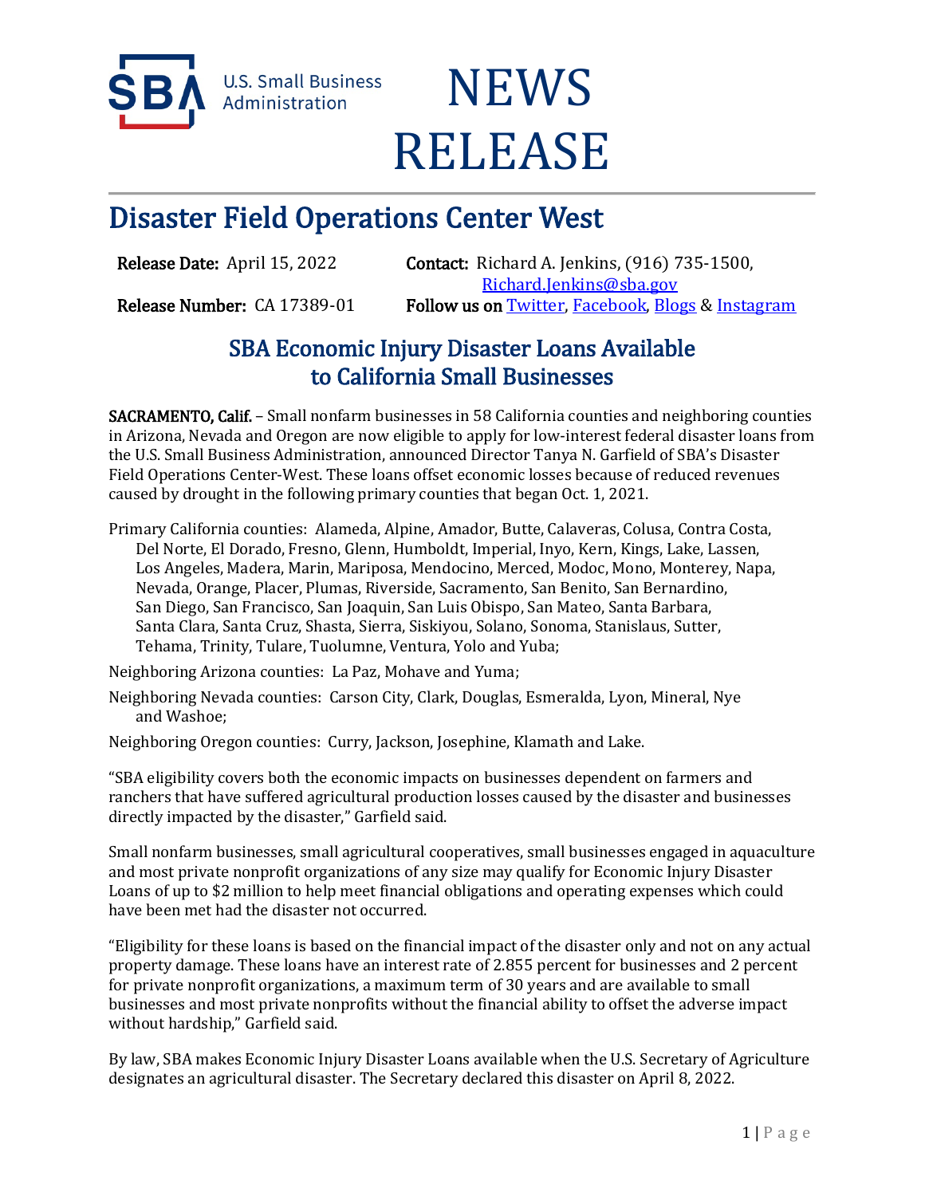U.S. Small Business Administration

# NEWS RELEASE

## Disaster Field Operations Center West

**Release Date:** April 15, 2022

**Contact:** Richard A. Jenkins, (916) 735-1500, Richard.Jenkins@sba.gov

**Release Number:** CA 17389-01

**Follow us on** Twitter, Facebook, Blogs & Instagram

### SBA Economic Injury Disaster Loans Available to California Small Businesses

**SACRAMENTO, Calif.** – Small nonfarm businesses in 58 California counties and neighboring counties in Arizona, Nevada and Oregon are now eligible to apply for low-interest federal disaster loans from the U.S. Small Business Administration, announced Director Tanya N. Garfield of SBA's Disaster Field Operations Center-West. These loans offset economic losses because of reduced revenues caused by drought in the following primary counties that began Oct. 1, 2021.

Primary California counties: Alameda, Alpine, Amador, Butte, Calaveras, Colusa, Contra Costa, Del Norte, El Dorado, Fresno, Glenn, Humboldt, Imperial, Inyo, Kern, Kings, Lake, Lassen, Los Angeles, Madera, Marin, Mariposa, Mendocino, Merced, Modoc, Mono, Monterey, Napa, Nevada, Orange, Placer, Plumas, Riverside, Sacramento, San Benito, San Bernardino, San Diego, San Francisco, San Joaquin, San Luis Obispo, San Mateo, Santa Barbara, Santa Clara, Santa Cruz, Shasta, Sierra, Siskiyou, Solano, Sonoma, Stanislaus, Sutter, Tehama, Trinity, Tulare, Tuolumne, Ventura, Yolo and Yuba;

Neighboring Arizona counties: La Paz, Mohave and Yuma;

Neighboring Nevada counties: Carson City, Clark, Douglas, Esmeralda, Lyon, Mineral, Nye and Washoe;

Neighboring Oregon counties: Curry, Jackson, Josephine, Klamath and Lake.

"SBA eligibility covers both the economic impacts on businesses dependent on farmers and ranchers that have suffered agricultural production losses caused by the disaster and businesses directly impacted by the disaster," Garfield said.

Small nonfarm businesses, small agricultural cooperatives, small businesses engaged in aquaculture and most private nonprofit organizations of any size may qualify for Economic Injury Disaster Loans of up to $2 million to help meet financial obligations and operating expenses which could have been met had the disaster not occurred.

"Eligibility for these loans is based on the financial impact of the disaster only and not on any actual property damage. These loans have an interest rate of 2.855 percent for businesses and 2 percent for private nonprofit organizations, a maximum term of 30 years and are available to small businesses and most private nonprofits without the financial ability to offset the adverse impact without hardship," Garfield said.

By law, SBA makes Economic Injury Disaster Loans available when the U.S. Secretary of Agriculture designates an agricultural disaster. The Secretary declared this disaster on April 8, 2022.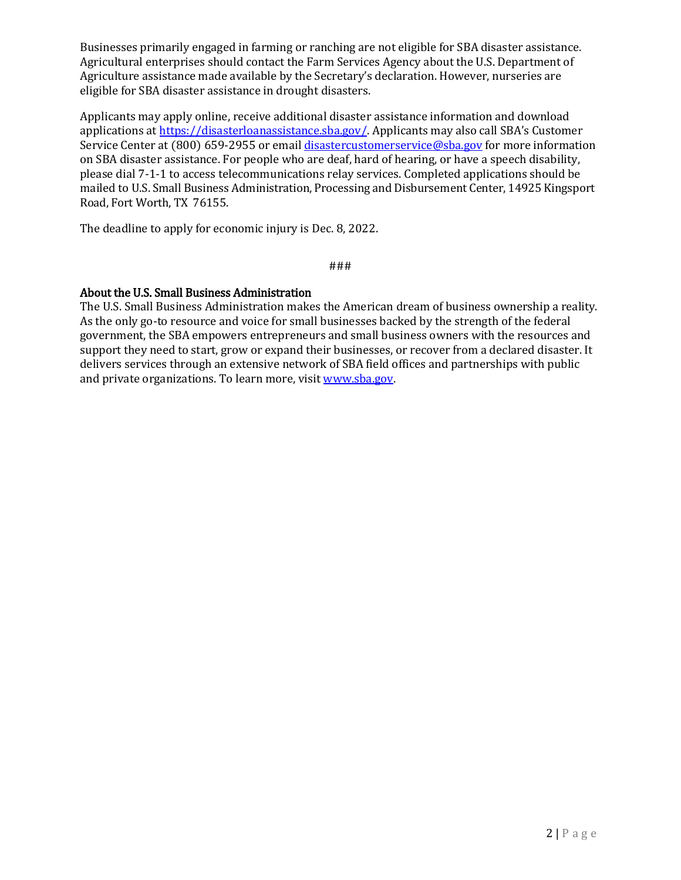Businesses primarily engaged in farming or ranching are not eligible for SBA disaster assistance. Agricultural enterprises should contact the Farm Services Agency about the U.S. Department of Agriculture assistance made available by the Secretary's declaration. However, nurseries are eligible for SBA disaster assistance in drought disasters.

Applicants may apply online, receive additional disaster assistance information and download applications at [https://disasterloanassistance.sba.gov/](https://disasterloanassistance.sba.gov/). Applicants may also call SBA's Customer Service Center at (800) 659-2955 or email [disastercustomerservice@sba.gov](mailto:disastercustomerservice@sba.gov) for more information on SBA disaster assistance. For people who are deaf, hard of hearing, or have a speech disability, please dial 7-1-1 to access telecommunications relay services. Completed applications should be mailed to U.S. Small Business Administration, Processing and Disbursement Center, 14925 Kingsport Road, Fort Worth, TX 76155.

The deadline to apply for economic injury is Dec. 8, 2022.

###

**About the U.S. Small Business Administration**

The U.S. Small Business Administration makes the American dream of business ownership a reality. As the only go-to resource and voice for small businesses backed by the strength of the federal government, the SBA empowers entrepreneurs and small business owners with the resources and support they need to start, grow or expand their businesses, or recover from a declared disaster. It delivers services through an extensive network of SBA field offices and partnerships with public and private organizations. To learn more, visit [www.sba.gov](http://www.sba.gov).